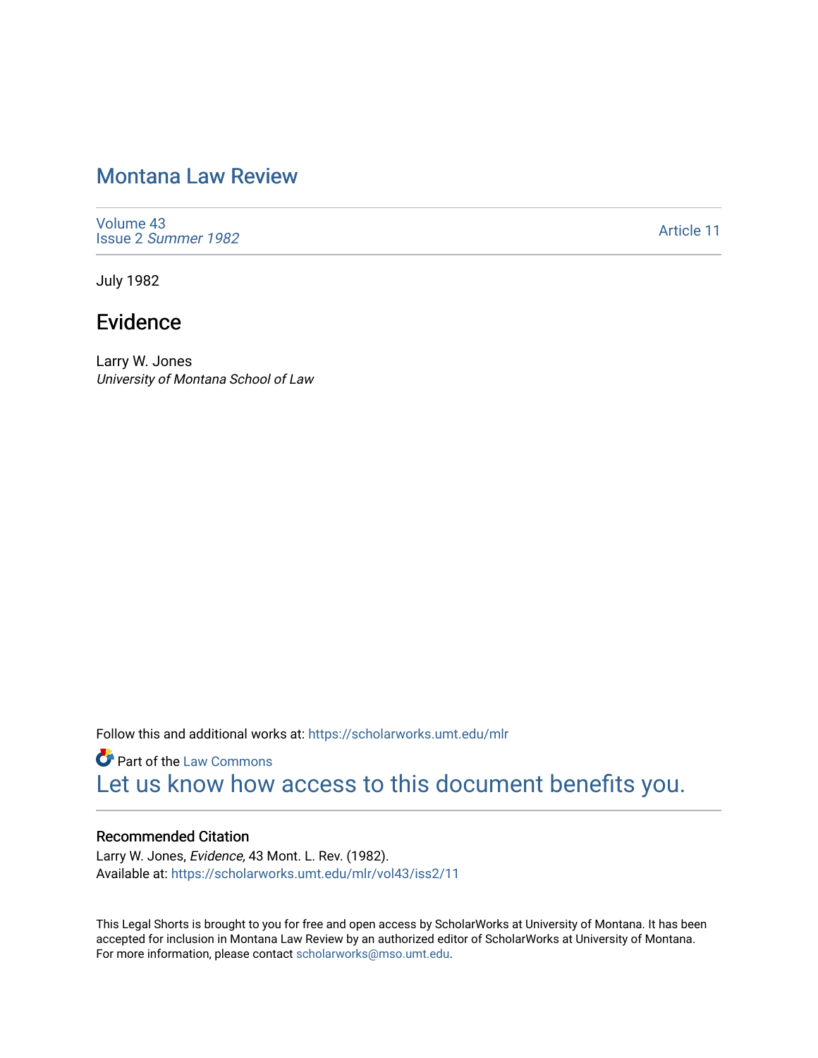# Montana Law Review

Volume 43
Issue 2 *Summer 1982*

Article 11

July 1982

## Evidence

Larry W. Jones
*University of Montana School of Law*

Follow this and additional works at: https://scholarworks.umt.edu/mlr

Part of the Law Commons

Let us know how access to this document benefits you.

### Recommended Citation

Larry W. Jones, *Evidence,* 43 Mont. L. Rev. (1982).
Available at: https://scholarworks.umt.edu/mlr/vol43/iss2/11

This Legal Shorts is brought to you for free and open access by ScholarWorks at University of Montana. It has been accepted for inclusion in Montana Law Review by an authorized editor of ScholarWorks at University of Montana. For more information, please contact scholarworks@mso.umt.edu.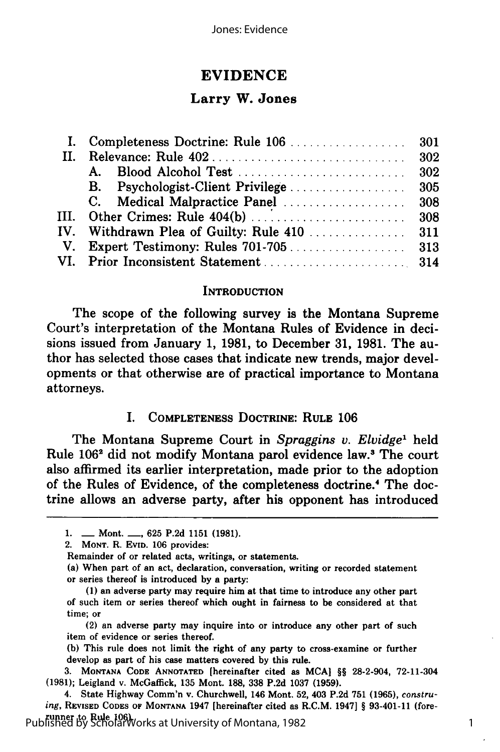# EVIDENCE

## Larry W. Jones

| | | |
|---|---|---|
| I. | Completeness Doctrine: Rule 106 | 301 |
| II. | Relevance: Rule 402 | 302 |
| | A. Blood Alcohol Test | 302 |
| | B. Psychologist-Client Privilege | 305 |
| | C. Medical Malpractice Panel | 308 |
| III. | Other Crimes: Rule 404(b) | 308 |
| IV. | Withdrawn Plea of Guilty: Rule 410 | 311 |
| V. | Expert Testimony: Rules 701-705 | 313 |
| VI. | Prior Inconsistent Statement | 314 |

### INTRODUCTION

The scope of the following survey is the Montana Supreme Court's interpretation of the Montana Rules of Evidence in decisions issued from January 1, 1981, to December 31, 1981. The author has selected those cases that indicate new trends, major developments or that otherwise are of practical importance to Montana attorneys.

### I. COMPLETENESS DOCTRINE: RULE 106

The Montana Supreme Court in *Spraggins v. Elvidge*[1] held Rule 106[2] did not modify Montana parol evidence law.[3] The court also affirmed its earlier interpretation, made prior to the adoption of the Rules of Evidence, of the completeness doctrine.[4] The doctrine allows an adverse party, after his opponent has introduced

---

1. ___ Mont. ___, 625 P.2d 1151 (1981).

2. MONT. R. EVID. 106 provides:

Remainder of or related acts, writings, or statements.

(a) When part of an act, declaration, conversation, writing or recorded statement or series thereof is introduced by a party:

(1) an adverse party may require him at that time to introduce any other part of such item or series thereof which ought in fairness to be considered at that time; or

(2) an adverse party may inquire into or introduce any other part of such item of evidence or series thereof.

(b) This rule does not limit the right of any party to cross-examine or further develop as part of his case matters covered by this rule.

3. MONTANA CODE ANNOTATED [hereinafter cited as MCA] §§ 28-2-904, 72-11-304 (1981); Leigland v. McGaffick, 135 Mont. 188, 338 P.2d 1037 (1959).

4. State Highway Comm'n v. Churchwell, 146 Mont. 52, 403 P.2d 751 (1965), *construing*, REVISED CODES OF MONTANA 1947 [hereinafter cited as R.C.M. 1947] § 93-401-11 (forerunner to Rule 106).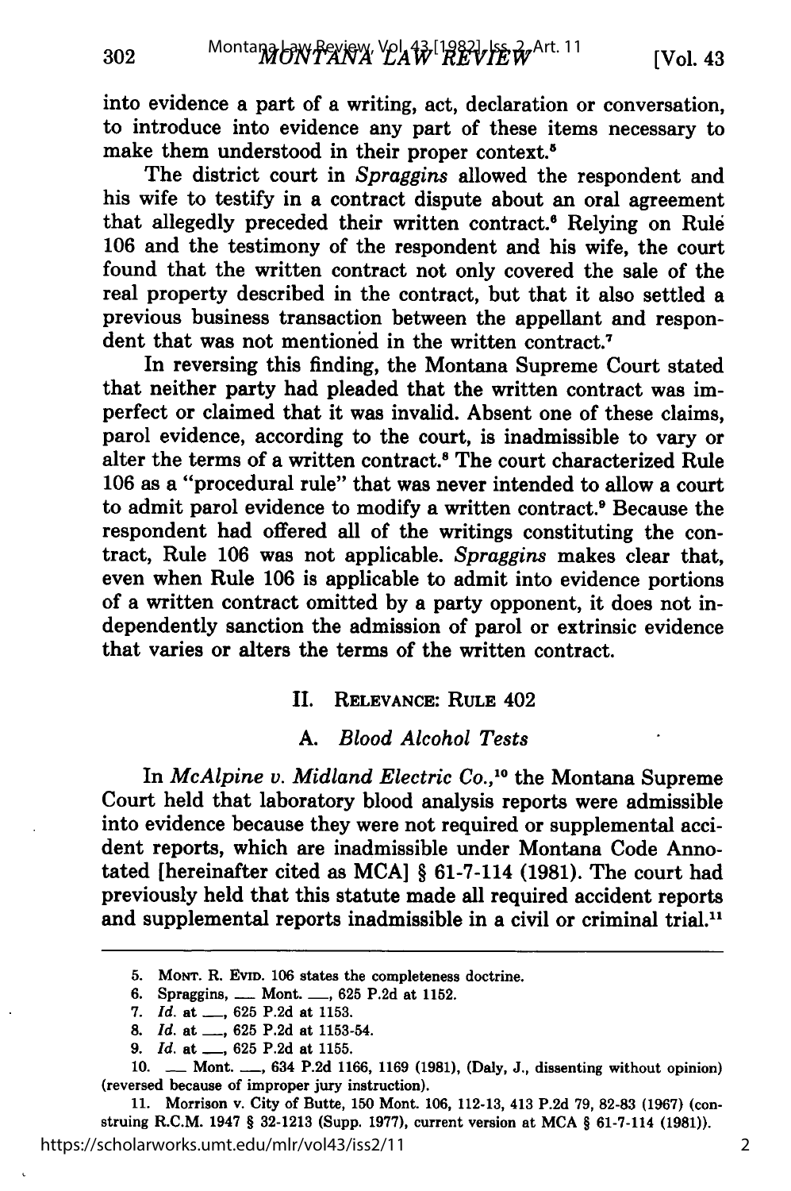into evidence a part of a writing, act, declaration or conversation, to introduce into evidence any part of these items necessary to make them understood in their proper context.[5]

The district court in *Spraggins* allowed the respondent and his wife to testify in a contract dispute about an oral agreement that allegedly preceded their written contract.[6] Relying on Rule 106 and the testimony of the respondent and his wife, the court found that the written contract not only covered the sale of the real property described in the contract, but that it also settled a previous business transaction between the appellant and respondent that was not mentioned in the written contract.[7]

In reversing this finding, the Montana Supreme Court stated that neither party had pleaded that the written contract was imperfect or claimed that it was invalid. Absent one of these claims, parol evidence, according to the court, is inadmissible to vary or alter the terms of a written contract.[8] The court characterized Rule 106 as a "procedural rule" that was never intended to allow a court to admit parol evidence to modify a written contract.[9] Because the respondent had offered all of the writings constituting the contract, Rule 106 was not applicable. *Spraggins* makes clear that, even when Rule 106 is applicable to admit into evidence portions of a written contract omitted by a party opponent, it does not independently sanction the admission of parol or extrinsic evidence that varies or alters the terms of the written contract.

## II. Relevance: Rule 402

### A. *Blood Alcohol Tests*

In *McAlpine v. Midland Electric Co.*,[10] the Montana Supreme Court held that laboratory blood analysis reports were admissible into evidence because they were not required or supplemental accident reports, which are inadmissible under Montana Code Annotated [hereinafter cited as MCA] § 61-7-114 (1981). The court had previously held that this statute made all required accident reports and supplemental reports inadmissible in a civil or criminal trial.[11]

---

5. Mont. R. Evid. 106 states the completeness doctrine.

6. Spraggins, ___ Mont. ___, 625 P.2d at 1152.

7. *Id.* at ___, 625 P.2d at 1153.

8. *Id.* at ___, 625 P.2d at 1153-54.

9. *Id.* at ___, 625 P.2d at 1155.

10. ___ Mont. ___, 634 P.2d 1166, 1169 (1981), (Daly, J., dissenting without opinion) (reversed because of improper jury instruction).

11. Morrison v. City of Butte, 150 Mont. 106, 112-13, 413 P.2d 79, 82-83 (1967) (construing R.C.M. 1947 § 32-1213 (Supp. 1977), current version at MCA § 61-7-114 (1981)).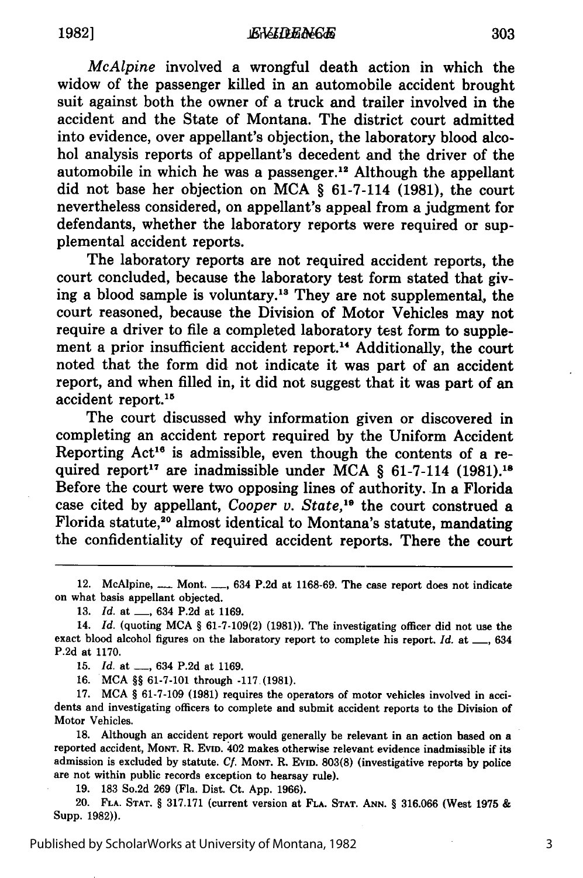*McAlpine* involved a wrongful death action in which the widow of the passenger killed in an automobile accident brought suit against both the owner of a truck and trailer involved in the accident and the State of Montana. The district court admitted into evidence, over appellant's objection, the laboratory blood alcohol analysis reports of appellant's decedent and the driver of the automobile in which he was a passenger.[12] Although the appellant did not base her objection on MCA § 61-7-114 (1981), the court nevertheless considered, on appellant's appeal from a judgment for defendants, whether the laboratory reports were required or supplemental accident reports.

The laboratory reports are not required accident reports, the court concluded, because the laboratory test form stated that giving a blood sample is voluntary.[13] They are not supplemental, the court reasoned, because the Division of Motor Vehicles may not require a driver to file a completed laboratory test form to supplement a prior insufficient accident report.[14] Additionally, the court noted that the form did not indicate it was part of an accident report, and when filled in, it did not suggest that it was part of an accident report.[15]

The court discussed why information given or discovered in completing an accident report required by the Uniform Accident Reporting Act[16] is admissible, even though the contents of a required report[17] are inadmissible under MCA § 61-7-114 (1981).[18] Before the court were two opposing lines of authority. In a Florida case cited by appellant, *Cooper v. State*,[19] the court construed a Florida statute,[20] almost identical to Montana's statute, mandating the confidentiality of required accident reports. There the court

---

12. McAlpine, ___ Mont. ___, 634 P.2d at 1168-69. The case report does not indicate on what basis appellant objected.

13. *Id.* at ___, 634 P.2d at 1169.

14. *Id.* (quoting MCA § 61-7-109(2) (1981)). The investigating officer did not use the exact blood alcohol figures on the laboratory report to complete his report. *Id.* at ___, 634 P.2d at 1170.

15. *Id.* at ___, 634 P.2d at 1169.

16. MCA §§ 61-7-101 through -117 (1981).

17. MCA § 61-7-109 (1981) requires the operators of motor vehicles involved in accidents and investigating officers to complete and submit accident reports to the Division of Motor Vehicles.

18. Although an accident report would generally be relevant in an action based on a reported accident, MONT. R. EVID. 402 makes otherwise relevant evidence inadmissible if its admission is excluded by statute. *Cf.* MONT. R. EVID. 803(8) (investigative reports by police are not within public records exception to hearsay rule).

19. 183 So.2d 269 (Fla. Dist. Ct. App. 1966).

20. FLA. STAT. § 317.171 (current version at FLA. STAT. ANN. § 316.066 (West 1975 & Supp. 1982)).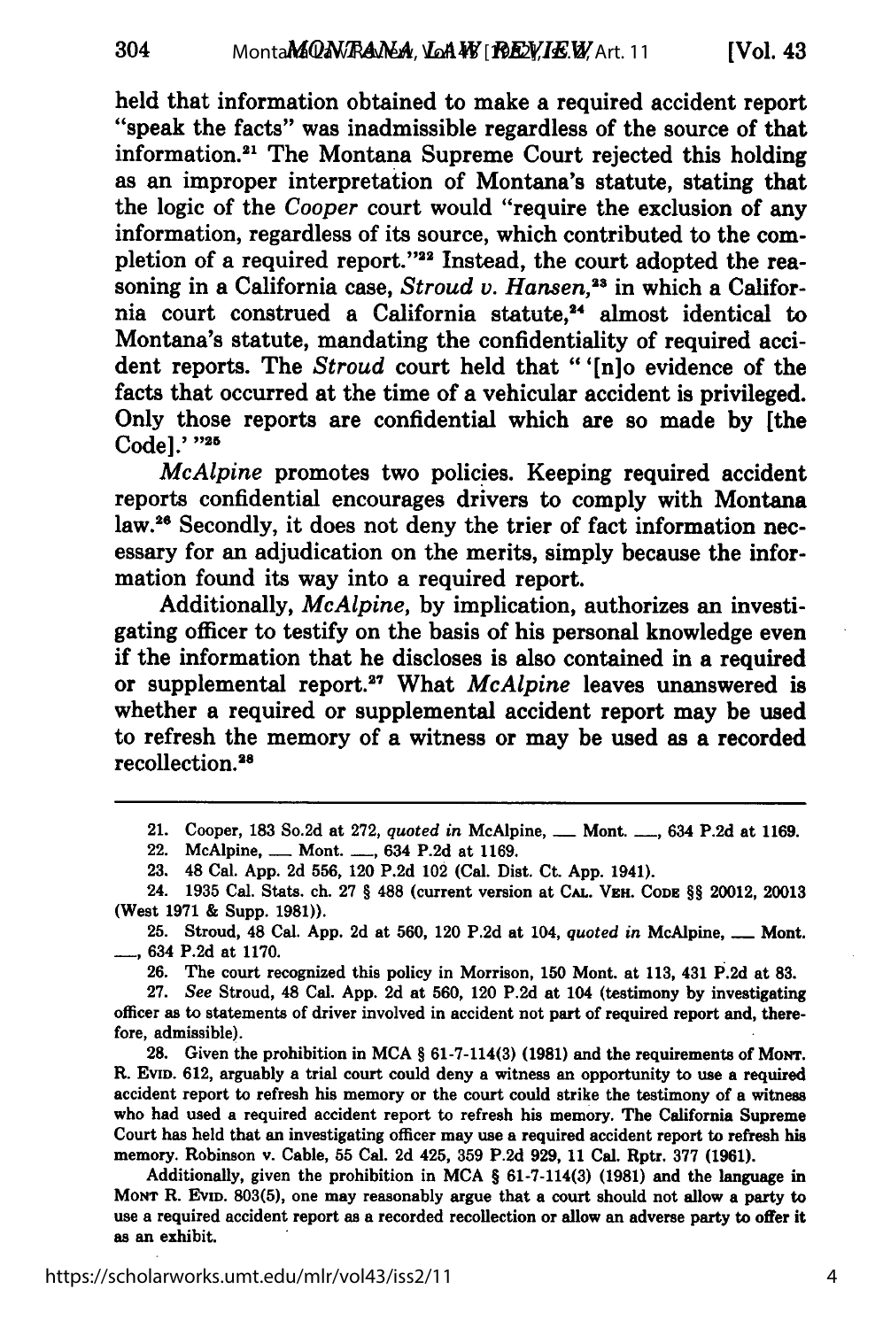held that information obtained to make a required accident report "speak the facts" was inadmissible regardless of the source of that information.[21] The Montana Supreme Court rejected this holding as an improper interpretation of Montana's statute, stating that the logic of the *Cooper* court would "require the exclusion of any information, regardless of its source, which contributed to the completion of a required report."[22] Instead, the court adopted the reasoning in a California case, *Stroud v. Hansen*,[23] in which a California court construed a California statute,[24] almost identical to Montana's statute, mandating the confidentiality of required accident reports. The *Stroud* court held that "'[n]o evidence of the facts that occurred at the time of a vehicular accident is privileged. Only those reports are confidential which are so made by [the Code].'"[25]

*McAlpine* promotes two policies. Keeping required accident reports confidential encourages drivers to comply with Montana law.[26] Secondly, it does not deny the trier of fact information necessary for an adjudication on the merits, simply because the information found its way into a required report.

Additionally, *McAlpine*, by implication, authorizes an investigating officer to testify on the basis of his personal knowledge even if the information that he discloses is also contained in a required or supplemental report.[27] What *McAlpine* leaves unanswered is whether a required or supplemental accident report may be used to refresh the memory of a witness or may be used as a recorded recollection.[28]

---

21. Cooper, 183 So.2d at 272, *quoted in* McAlpine, ___ Mont. ___, 634 P.2d at 1169.

22. McAlpine, ___ Mont. ___, 634 P.2d at 1169.

23. 48 Cal. App. 2d 556, 120 P.2d 102 (Cal. Dist. Ct. App. 1941).

24. 1935 Cal. Stats. ch. 27 § 488 (current version at CAL. VEH. CODE §§ 20012, 20013 (West 1971 & Supp. 1981)).

25. Stroud, 48 Cal. App. 2d at 560, 120 P.2d at 104, *quoted in* McAlpine, ___ Mont. ___, 634 P.2d at 1170.

26. The court recognized this policy in Morrison, 150 Mont. at 113, 431 P.2d at 83.

27. *See* Stroud, 48 Cal. App. 2d at 560, 120 P.2d at 104 (testimony by investigating officer as to statements of driver involved in accident not part of required report and, therefore, admissible).

28. Given the prohibition in MCA § 61-7-114(3) (1981) and the requirements of MONT. R. EVID. 612, arguably a trial court could deny a witness an opportunity to use a required accident report to refresh his memory or the court could strike the testimony of a witness who had used a required accident report to refresh his memory. The California Supreme Court has held that an investigating officer may use a required accident report to refresh his memory. Robinson v. Cable, 55 Cal. 2d 425, 359 P.2d 929, 11 Cal. Rptr. 377 (1961).

Additionally, given the prohibition in MCA § 61-7-114(3) (1981) and the language in MONT R. EVID. 803(5), one may reasonably argue that a court should not allow a party to use a required accident report as a recorded recollection or allow an adverse party to offer it as an exhibit.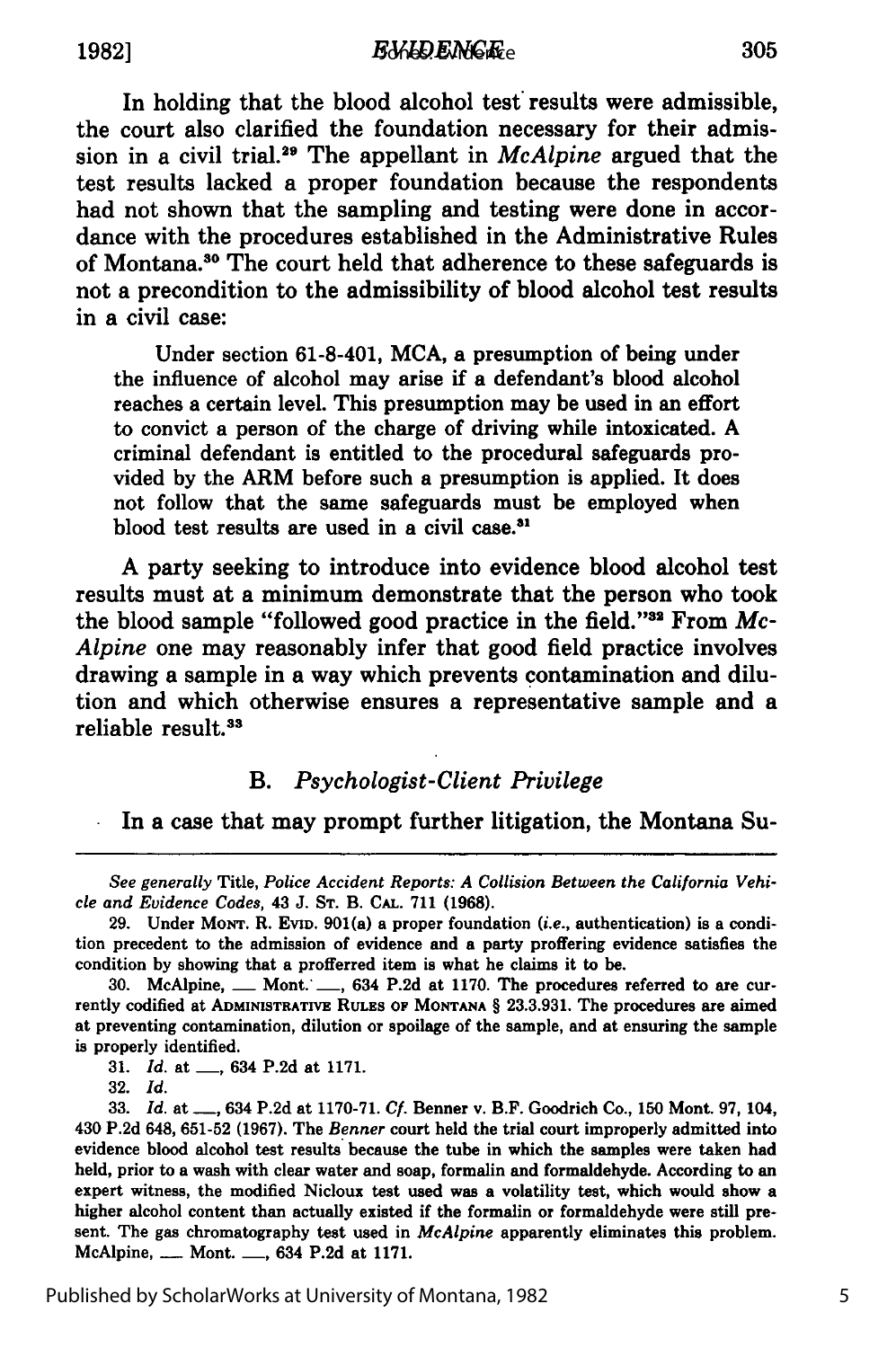In holding that the blood alcohol test results were admissible, the court also clarified the foundation necessary for their admission in a civil trial.[29] The appellant in *McAlpine* argued that the test results lacked a proper foundation because the respondents had not shown that the sampling and testing were done in accordance with the procedures established in the Administrative Rules of Montana.[30] The court held that adherence to these safeguards is not a precondition to the admissibility of blood alcohol test results in a civil case:

> Under section 61-8-401, MCA, a presumption of being under the influence of alcohol may arise if a defendant's blood alcohol reaches a certain level. This presumption may be used in an effort to convict a person of the charge of driving while intoxicated. A criminal defendant is entitled to the procedural safeguards provided by the ARM before such a presumption is applied. It does not follow that the same safeguards must be employed when blood test results are used in a civil case.[31]

A party seeking to introduce into evidence blood alcohol test results must at a minimum demonstrate that the person who took the blood sample "followed good practice in the field."[32] From *McAlpine* one may reasonably infer that good field practice involves drawing a sample in a way which prevents contamination and dilution and which otherwise ensures a representative sample and a reliable result.[33]

### B. *Psychologist-Client Privilege*

In a case that may prompt further litigation, the Montana Su-

---

*See generally* Title, *Police Accident Reports: A Collision Between the California Vehicle and Evidence Codes*, 43 J. St. B. Cal. 711 (1968).

29. Under Mont. R. Evid. 901(a) a proper foundation (*i.e.*, authentication) is a condition precedent to the admission of evidence and a party proffering evidence satisfies the condition by showing that a profferred item is what he claims it to be.

30. McAlpine, ___ Mont. ___, 634 P.2d at 1170. The procedures referred to are currently codified at Administrative Rules of Montana § 23.3.931. The procedures are aimed at preventing contamination, dilution or spoilage of the sample, and at ensuring the sample is properly identified.

31. *Id.* at ___, 634 P.2d at 1171.

32. *Id.*

33. *Id.* at ___, 634 P.2d at 1170-71. *Cf.* Benner v. B.F. Goodrich Co., 150 Mont. 97, 104, 430 P.2d 648, 651-52 (1967). The *Benner* court held the trial court improperly admitted into evidence blood alcohol test results because the tube in which the samples were taken had held, prior to a wash with clear water and soap, formalin and formaldehyde. According to an expert witness, the modified Nicloux test used was a volatility test, which would show a higher alcohol content than actually existed if the formalin or formaldehyde were still present. The gas chromatography test used in *McAlpine* apparently eliminates this problem. McAlpine, ___ Mont. ___, 634 P.2d at 1171.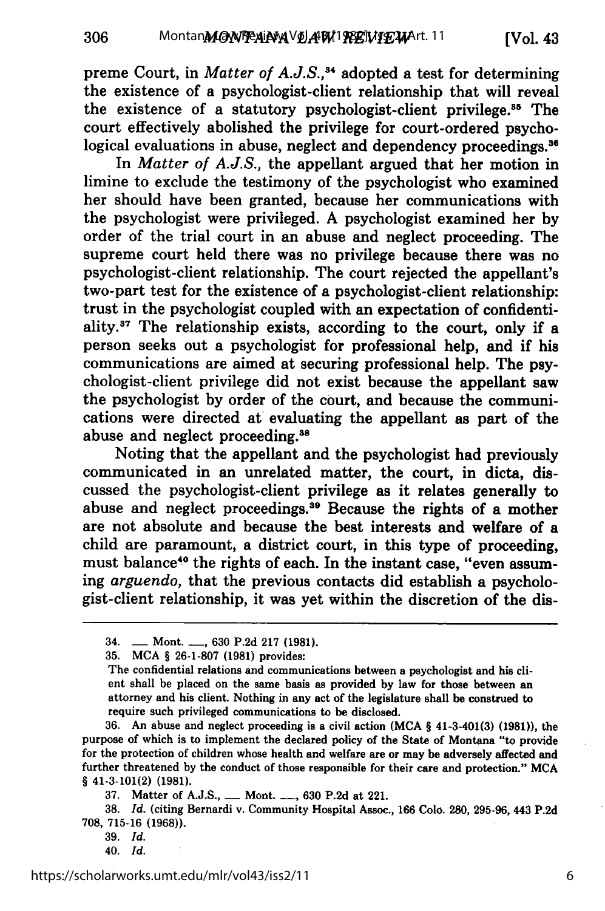preme Court, in *Matter of A.J.S.*,[34] adopted a test for determining the existence of a psychologist-client relationship that will reveal the existence of a statutory psychologist-client privilege.[35] The court effectively abolished the privilege for court-ordered psychological evaluations in abuse, neglect and dependency proceedings.[36]

In *Matter of A.J.S.*, the appellant argued that her motion in limine to exclude the testimony of the psychologist who examined her should have been granted, because her communications with the psychologist were privileged. A psychologist examined her by order of the trial court in an abuse and neglect proceeding. The supreme court held there was no privilege because there was no psychologist-client relationship. The court rejected the appellant's two-part test for the existence of a psychologist-client relationship: trust in the psychologist coupled with an expectation of confidentiality.[37] The relationship exists, according to the court, only if a person seeks out a psychologist for professional help, and if his communications are aimed at securing professional help. The psychologist-client privilege did not exist because the appellant saw the psychologist by order of the court, and because the communications were directed at evaluating the appellant as part of the abuse and neglect proceeding.[38]

Noting that the appellant and the psychologist had previously communicated in an unrelated matter, the court, in dicta, discussed the psychologist-client privilege as it relates generally to abuse and neglect proceedings.[39] Because the rights of a mother are not absolute and because the best interests and welfare of a child are paramount, a district court, in this type of proceeding, must balance[40] the rights of each. In the instant case, "even assuming *arguendo*, that the previous contacts did establish a psychologist-client relationship, it was yet within the discretion of the dis-

---

34. ___ Mont. ___, 630 P.2d 217 (1981).

35. MCA § 26-1-807 (1981) provides:

The confidential relations and communications between a psychologist and his client shall be placed on the same basis as provided by law for those between an attorney and his client. Nothing in any act of the legislature shall be construed to require such privileged communications to be disclosed.

36. An abuse and neglect proceeding is a civil action (MCA § 41-3-401(3) (1981)), the purpose of which is to implement the declared policy of the State of Montana "to provide for the protection of children whose health and welfare are or may be adversely affected and further threatened by the conduct of those responsible for their care and protection." MCA § 41-3-101(2) (1981).

37. Matter of A.J.S., ___ Mont. ___, 630 P.2d at 221.

38. *Id.* (citing Bernardi v. Community Hospital Assoc., 166 Colo. 280, 295-96, 443 P.2d 708, 715-16 (1968)).

39. *Id.*

40. *Id.*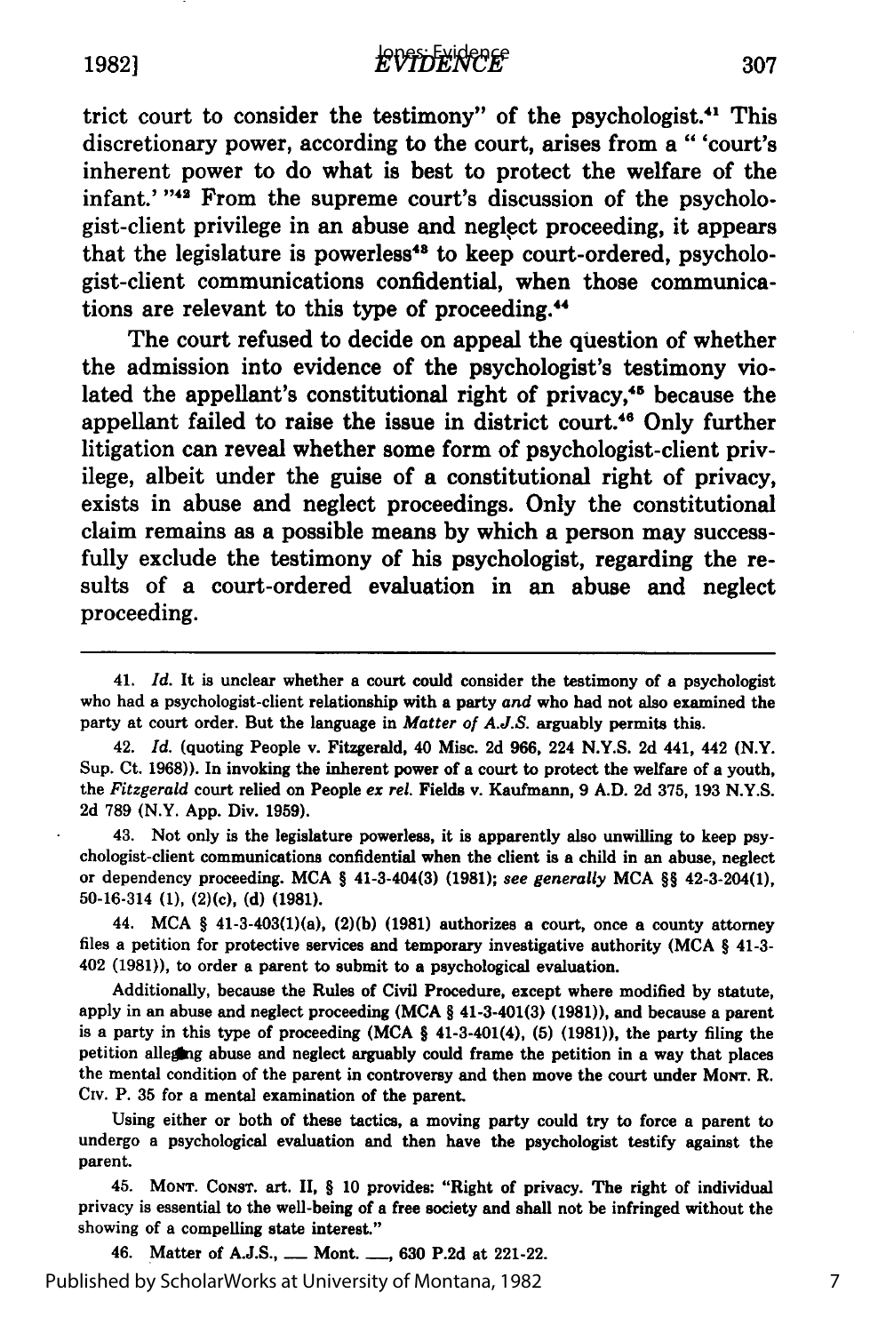trict court to consider the testimony" of the psychologist.[41] This discretionary power, according to the court, arises from a " 'court's inherent power to do what is best to protect the welfare of the infant.' "[42] From the supreme court's discussion of the psychologist-client privilege in an abuse and neglect proceeding, it appears that the legislature is powerless[43] to keep court-ordered, psychologist-client communications confidential, when those communications are relevant to this type of proceeding.[44]

The court refused to decide on appeal the question of whether the admission into evidence of the psychologist's testimony violated the appellant's constitutional right of privacy,[45] because the appellant failed to raise the issue in district court.[46] Only further litigation can reveal whether some form of psychologist-client privilege, albeit under the guise of a constitutional right of privacy, exists in abuse and neglect proceedings. Only the constitutional claim remains as a possible means by which a person may successfully exclude the testimony of his psychologist, regarding the results of a court-ordered evaluation in an abuse and neglect proceeding.

---

41. *Id.* It is unclear whether a court could consider the testimony of a psychologist who had a psychologist-client relationship with a party *and* who had not also examined the party at court order. But the language in *Matter of A.J.S.* arguably permits this.

42. *Id.* (quoting People v. Fitzgerald, 40 Misc. 2d 966, 224 N.Y.S. 2d 441, 442 (N.Y. Sup. Ct. 1968)). In invoking the inherent power of a court to protect the welfare of a youth, the *Fitzgerald* court relied on People *ex rel.* Fields v. Kaufmann, 9 A.D. 2d 375, 193 N.Y.S. 2d 789 (N.Y. App. Div. 1959).

43. Not only is the legislature powerless, it is apparently also unwilling to keep psychologist-client communications confidential when the client is a child in an abuse, neglect or dependency proceeding. MCA § 41-3-404(3) (1981); *see generally* MCA §§ 42-3-204(1), 50-16-314 (1), (2)(c), (d) (1981).

44. MCA § 41-3-403(1)(a), (2)(b) (1981) authorizes a court, once a county attorney files a petition for protective services and temporary investigative authority (MCA § 41-3-402 (1981)), to order a parent to submit to a psychological evaluation.

Additionally, because the Rules of Civil Procedure, except where modified by statute, apply in an abuse and neglect proceeding (MCA § 41-3-401(3) (1981)), and because a parent is a party in this type of proceeding (MCA § 41-3-401(4), (5) (1981)), the party filing the petition alleging abuse and neglect arguably could frame the petition in a way that places the mental condition of the parent in controversy and then move the court under MONT. R. CIV. P. 35 for a mental examination of the parent.

Using either or both of these tactics, a moving party could try to force a parent to undergo a psychological evaluation and then have the psychologist testify against the parent.

45. MONT. CONST. art. II, § 10 provides: "Right of privacy. The right of individual privacy is essential to the well-being of a free society and shall not be infringed without the showing of a compelling state interest."

46. Matter of A.J.S., ___ Mont. ___, 630 P.2d at 221-22.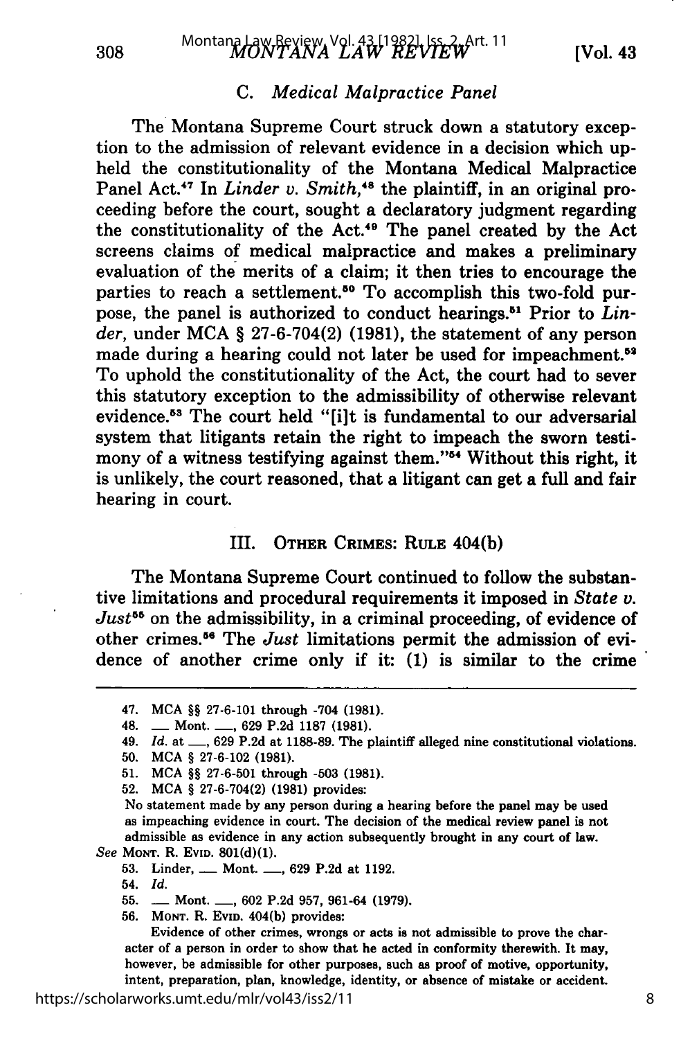### C. *Medical Malpractice Panel*

The Montana Supreme Court struck down a statutory exception to the admission of relevant evidence in a decision which upheld the constitutionality of the Montana Medical Malpractice Panel Act.[47] In *Linder v. Smith*,[48] the plaintiff, in an original proceeding before the court, sought a declaratory judgment regarding the constitutionality of the Act.[49] The panel created by the Act screens claims of medical malpractice and makes a preliminary evaluation of the merits of a claim; it then tries to encourage the parties to reach a settlement.[50] To accomplish this two-fold purpose, the panel is authorized to conduct hearings.[51] Prior to *Linder*, under MCA § 27-6-704(2) (1981), the statement of any person made during a hearing could not later be used for impeachment.[52] To uphold the constitutionality of the Act, the court had to sever this statutory exception to the admissibility of otherwise relevant evidence.[53] The court held "[i]t is fundamental to our adversarial system that litigants retain the right to impeach the sworn testimony of a witness testifying against them."[54] Without this right, it is unlikely, the court reasoned, that a litigant can get a full and fair hearing in court.

## III. Other Crimes: Rule 404(b)

The Montana Supreme Court continued to follow the substantive limitations and procedural requirements it imposed in *State v. Just*[55] on the admissibility, in a criminal proceeding, of evidence of other crimes.[56] The *Just* limitations permit the admission of evidence of another crime only if it: (1) is similar to the crime

---

47. MCA §§ 27-6-101 through -704 (1981).

48. ___ Mont. ___, 629 P.2d 1187 (1981).

49. *Id.* at ___, 629 P.2d at 1188-89. The plaintiff alleged nine constitutional violations.

50. MCA § 27-6-102 (1981).

51. MCA §§ 27-6-501 through -503 (1981).

52. MCA § 27-6-704(2) (1981) provides:

No statement made by any person during a hearing before the panel may be used as impeaching evidence in court. The decision of the medical review panel is not admissible as evidence in any action subsequently brought in any court of law.

*See* Mont. R. Evid. 801(d)(1).

53. Linder, ___ Mont. ___, 629 P.2d at 1192.

54. *Id.*

55. ___ Mont. ___, 602 P.2d 957, 961-64 (1979).

56. Mont. R. Evid. 404(b) provides:

Evidence of other crimes, wrongs or acts is not admissible to prove the character of a person in order to show that he acted in conformity therewith. It may, however, be admissible for other purposes, such as proof of motive, opportunity, intent, preparation, plan, knowledge, identity, or absence of mistake or accident.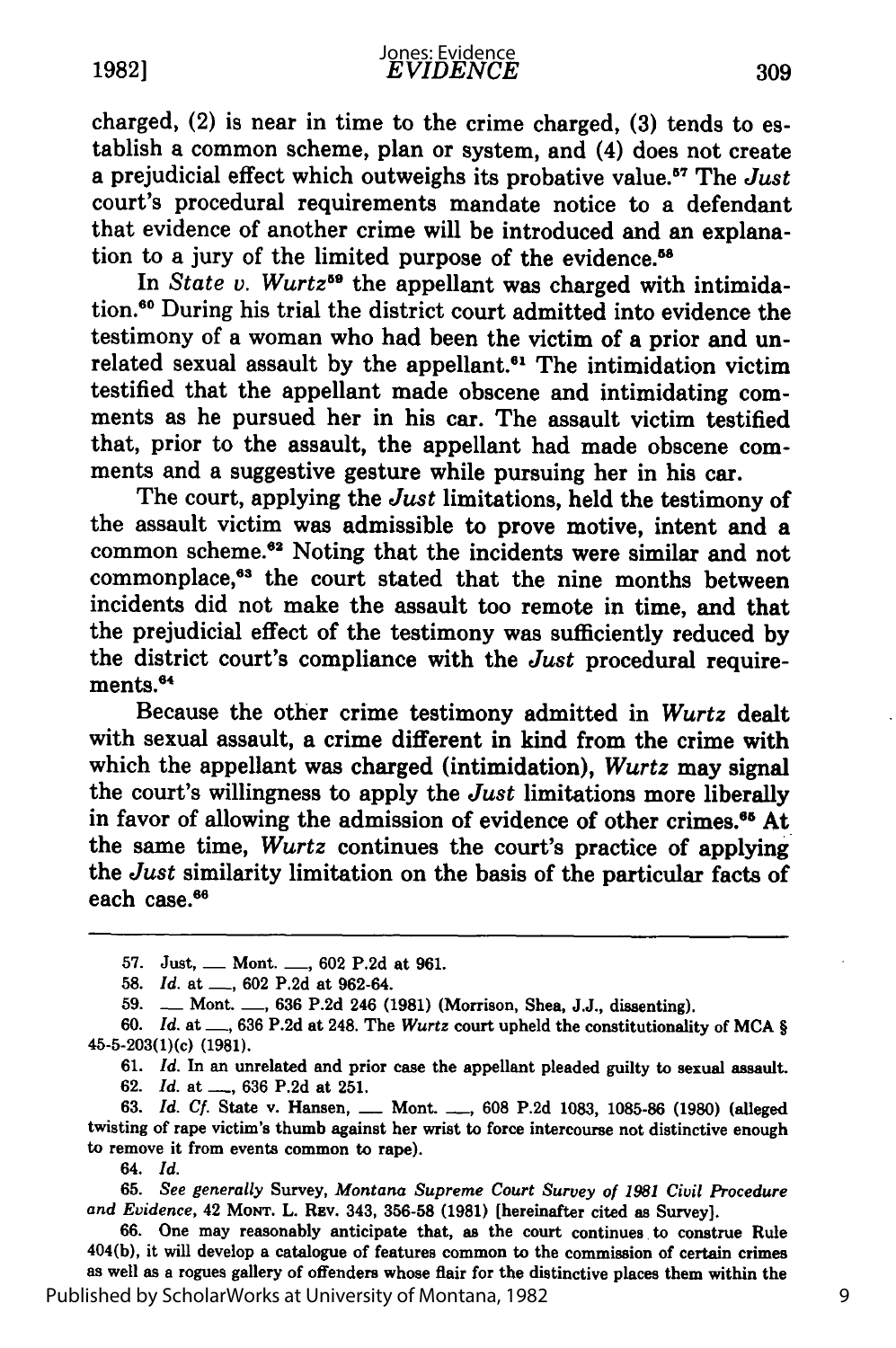charged, (2) is near in time to the crime charged, (3) tends to establish a common scheme, plan or system, and (4) does not create a prejudicial effect which outweighs its probative value.[57] The *Just* court's procedural requirements mandate notice to a defendant that evidence of another crime will be introduced and an explanation to a jury of the limited purpose of the evidence.[58]

In *State v. Wurtz*[59] the appellant was charged with intimidation.[60] During his trial the district court admitted into evidence the testimony of a woman who had been the victim of a prior and unrelated sexual assault by the appellant.[61] The intimidation victim testified that the appellant made obscene and intimidating comments as he pursued her in his car. The assault victim testified that, prior to the assault, the appellant had made obscene comments and a suggestive gesture while pursuing her in his car.

The court, applying the *Just* limitations, held the testimony of the assault victim was admissible to prove motive, intent and a common scheme.[62] Noting that the incidents were similar and not commonplace,[63] the court stated that the nine months between incidents did not make the assault too remote in time, and that the prejudicial effect of the testimony was sufficiently reduced by the district court's compliance with the *Just* procedural requirements.[64]

Because the other crime testimony admitted in *Wurtz* dealt with sexual assault, a crime different in kind from the crime with which the appellant was charged (intimidation), *Wurtz* may signal the court's willingness to apply the *Just* limitations more liberally in favor of allowing the admission of evidence of other crimes.[65] At the same time, *Wurtz* continues the court's practice of applying the *Just* similarity limitation on the basis of the particular facts of each case.[66]

---

57. Just, ___ Mont. ___, 602 P.2d at 961.

58. *Id.* at ___, 602 P.2d at 962-64.

59. ___ Mont. ___, 636 P.2d 246 (1981) (Morrison, Shea, J.J., dissenting).

60. *Id.* at ___, 636 P.2d at 248. The *Wurtz* court upheld the constitutionality of MCA § 45-5-203(1)(c) (1981).

61. *Id.* In an unrelated and prior case the appellant pleaded guilty to sexual assault.

62. *Id.* at ___, 636 P.2d at 251.

63. *Id. Cf.* State v. Hansen, ___ Mont. ___, 608 P.2d 1083, 1085-86 (1980) (alleged twisting of rape victim's thumb against her wrist to force intercourse not distinctive enough to remove it from events common to rape).

64. *Id.*

65. *See generally* Survey, *Montana Supreme Court Survey of 1981 Civil Procedure and Evidence*, 42 MONT. L. REV. 343, 356-58 (1981) [hereinafter cited as Survey].

66. One may reasonably anticipate that, as the court continues to construe Rule 404(b), it will develop a catalogue of features common to the commission of certain crimes as well as a rogues gallery of offenders whose flair for the distinctive places them within the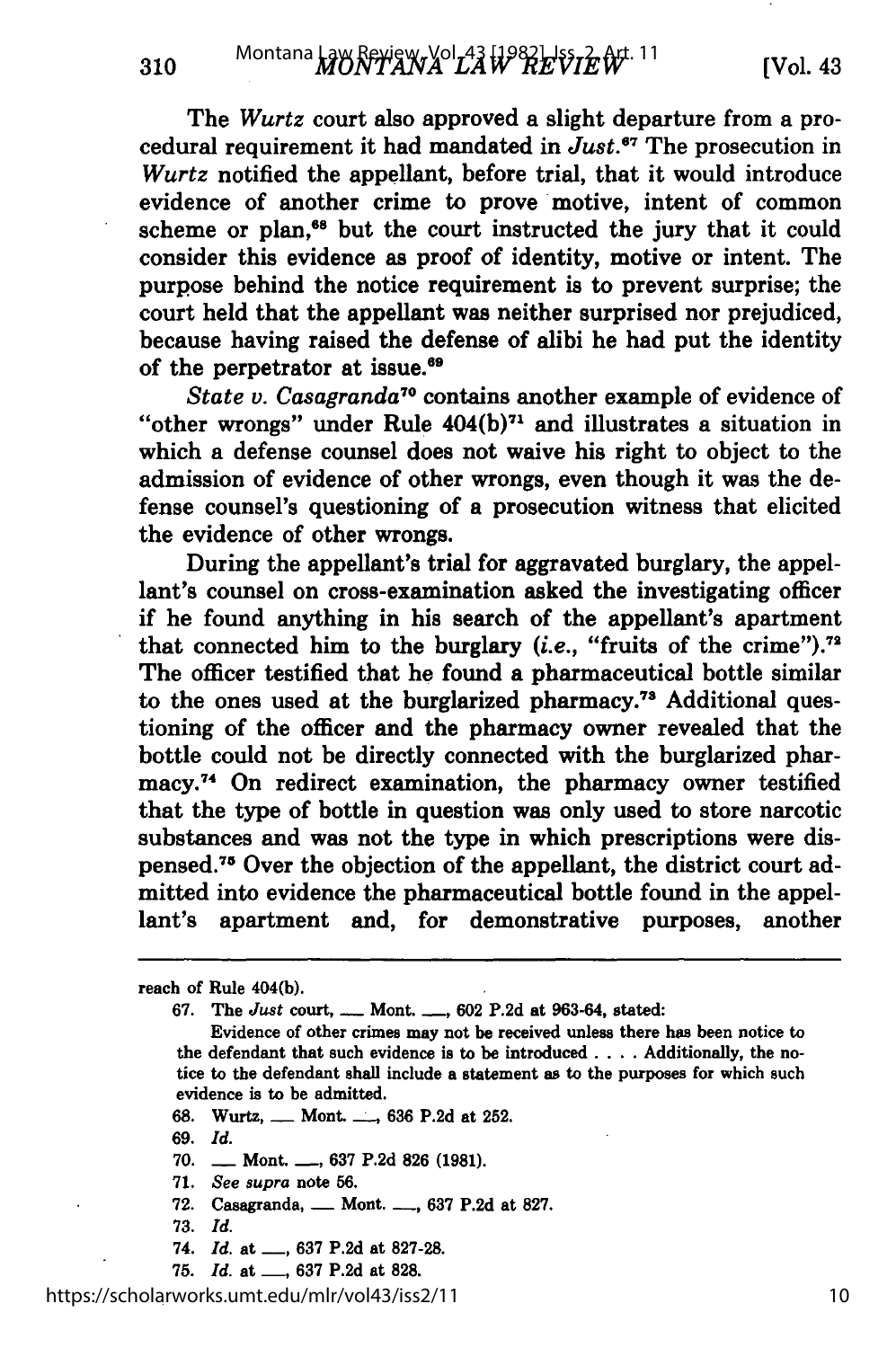The *Wurtz* court also approved a slight departure from a procedural requirement it had mandated in *Just*.[67] The prosecution in *Wurtz* notified the appellant, before trial, that it would introduce evidence of another crime to prove motive, intent of common scheme or plan,[68] but the court instructed the jury that it could consider this evidence as proof of identity, motive or intent. The purpose behind the notice requirement is to prevent surprise; the court held that the appellant was neither surprised nor prejudiced, because having raised the defense of alibi he had put the identity of the perpetrator at issue.[69]

*State v. Casagranda*[70] contains another example of evidence of "other wrongs" under Rule 404(b)[71] and illustrates a situation in which a defense counsel does not waive his right to object to the admission of evidence of other wrongs, even though it was the defense counsel's questioning of a prosecution witness that elicited the evidence of other wrongs.

During the appellant's trial for aggravated burglary, the appellant's counsel on cross-examination asked the investigating officer if he found anything in his search of the appellant's apartment that connected him to the burglary (*i.e.*, "fruits of the crime").[72] The officer testified that he found a pharmaceutical bottle similar to the ones used at the burglarized pharmacy.[73] Additional questioning of the officer and the pharmacy owner revealed that the bottle could not be directly connected with the burglarized pharmacy.[74] On redirect examination, the pharmacy owner testified that the type of bottle in question was only used to store narcotic substances and was not the type in which prescriptions were dispensed.[75] Over the objection of the appellant, the district court admitted into evidence the pharmaceutical bottle found in the appellant's apartment and, for demonstrative purposes, another

---

reach of Rule 404(b).

67. The *Just* court, ___ Mont. ___, 602 P.2d at 963-64, stated:

> Evidence of other crimes may not be received unless there has been notice to the defendant that such evidence is to be introduced . . . . Additionally, the notice to the defendant shall include a statement as to the purposes for which such evidence is to be admitted.

68. Wurtz, ___ Mont. ___, 636 P.2d at 252.
69. *Id.*
70. ___ Mont. ___, 637 P.2d 826 (1981).
71. *See supra* note 56.
72. Casagranda, ___ Mont. ___, 637 P.2d at 827.
73. *Id.*
74. *Id.* at ___, 637 P.2d at 827-28.
75. *Id.* at ___, 637 P.2d at 828.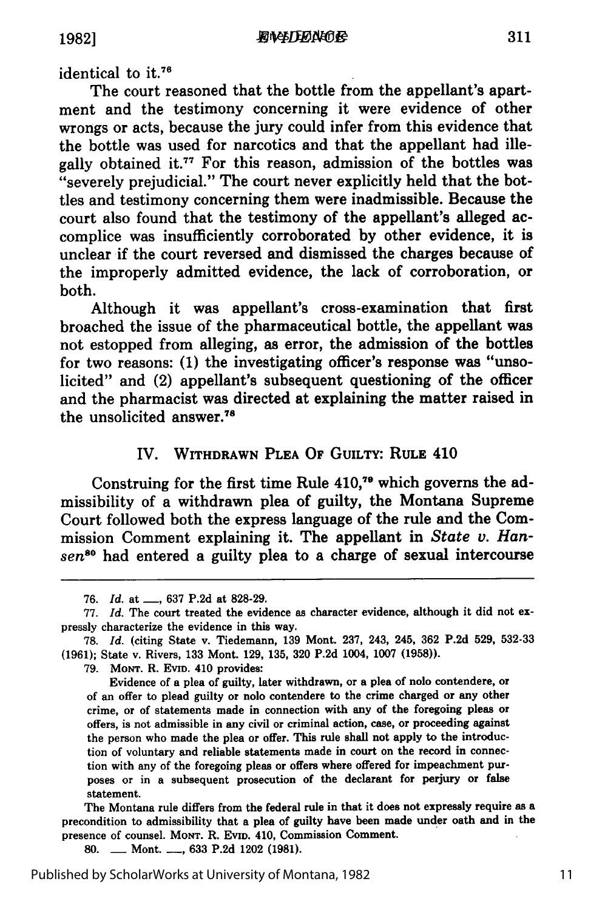identical to it.[76]

The court reasoned that the bottle from the appellant's apartment and the testimony concerning it were evidence of other wrongs or acts, because the jury could infer from this evidence that the bottle was used for narcotics and that the appellant had illegally obtained it.[77] For this reason, admission of the bottles was "severely prejudicial." The court never explicitly held that the bottles and testimony concerning them were inadmissible. Because the court also found that the testimony of the appellant's alleged accomplice was insufficiently corroborated by other evidence, it is unclear if the court reversed and dismissed the charges because of the improperly admitted evidence, the lack of corroboration, or both.

Although it was appellant's cross-examination that first broached the issue of the pharmaceutical bottle, the appellant was not estopped from alleging, as error, the admission of the bottles for two reasons: (1) the investigating officer's response was "unsolicited" and (2) appellant's subsequent questioning of the officer and the pharmacist was directed at explaining the matter raised in the unsolicited answer.[78]

## IV. Withdrawn Plea Of Guilty: Rule 410

Construing for the first time Rule 410,[79] which governs the admissibility of a withdrawn plea of guilty, the Montana Supreme Court followed both the express language of the rule and the Commission Comment explaining it. The appellant in *State v. Hansen*[80] had entered a guilty plea to a charge of sexual intercourse

---

76. *Id.* at ___, 637 P.2d at 828-29.

77. *Id.* The court treated the evidence as character evidence, although it did not expressly characterize the evidence in this way.

78. *Id.* (citing State v. Tiedemann, 139 Mont. 237, 243, 245, 362 P.2d 529, 532-33 (1961); State v. Rivers, 133 Mont. 129, 135, 320 P.2d 1004, 1007 (1958)).

79. Mont. R. Evid. 410 provides:

Evidence of a plea of guilty, later withdrawn, or a plea of nolo contendere, or of an offer to plead guilty or nolo contendere to the crime charged or any other crime, or of statements made in connection with any of the foregoing pleas or offers, is not admissible in any civil or criminal action, case, or proceeding against the person who made the plea or offer. This rule shall not apply to the introduction of voluntary and reliable statements made in court on the record in connection with any of the foregoing pleas or offers where offered for impeachment purposes or in a subsequent prosecution of the declarant for perjury or false statement.

The Montana rule differs from the federal rule in that it does not expressly require as a precondition to admissibility that a plea of guilty have been made under oath and in the presence of counsel. Mont. R. Evid. 410, Commission Comment.

80. ___ Mont. ___, 633 P.2d 1202 (1981).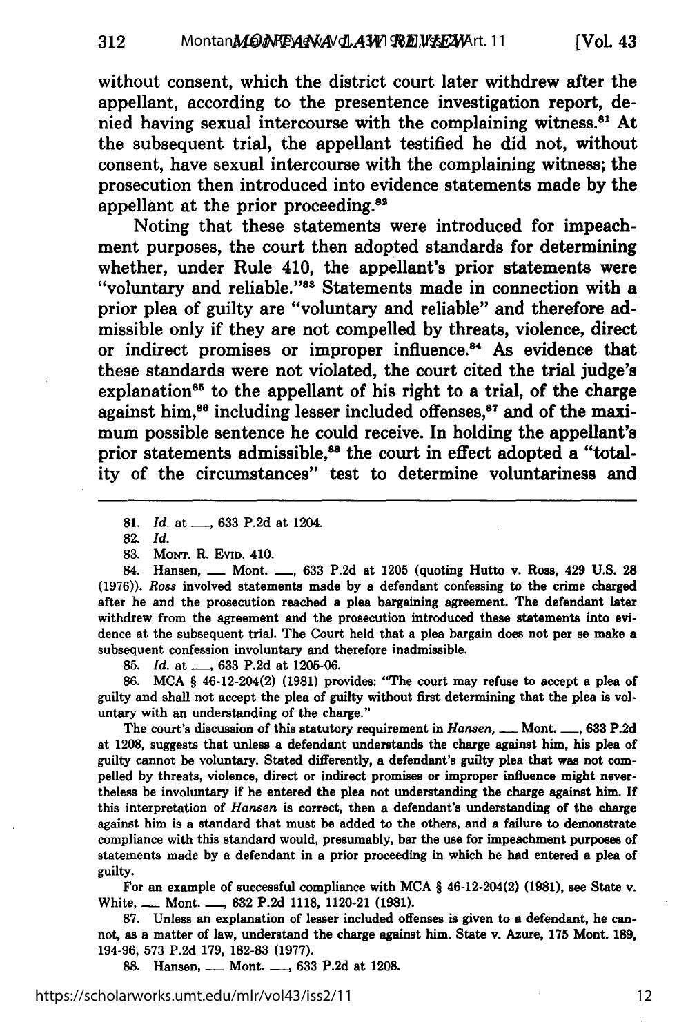without consent, which the district court later withdrew after the appellant, according to the presentence investigation report, denied having sexual intercourse with the complaining witness.[81] At the subsequent trial, the appellant testified he did not, without consent, have sexual intercourse with the complaining witness; the prosecution then introduced into evidence statements made by the appellant at the prior proceeding.[82]

Noting that these statements were introduced for impeachment purposes, the court then adopted standards for determining whether, under Rule 410, the appellant's prior statements were "voluntary and reliable."[83] Statements made in connection with a prior plea of guilty are "voluntary and reliable" and therefore admissible only if they are not compelled by threats, violence, direct or indirect promises or improper influence.[84] As evidence that these standards were not violated, the court cited the trial judge's explanation[85] to the appellant of his right to a trial, of the charge against him,[86] including lesser included offenses,[87] and of the maximum possible sentence he could receive. In holding the appellant's prior statements admissible,[88] the court in effect adopted a "totality of the circumstances" test to determine voluntariness and

---

81. *Id.* at \_\_\_, 633 P.2d at 1204.

82. *Id.*

83. MONT. R. EVID. 410.

84. Hansen, \_\_\_ Mont. \_\_\_, 633 P.2d at 1205 (quoting Hutto v. Ross, 429 U.S. 28 (1976)). *Ross* involved statements made by a defendant confessing to the crime charged after he and the prosecution reached a plea bargaining agreement. The defendant later withdrew from the agreement and the prosecution introduced these statements into evidence at the subsequent trial. The Court held that a plea bargain does not per se make a subsequent confession involuntary and therefore inadmissible.

85. *Id.* at \_\_\_, 633 P.2d at 1205-06.

86. MCA § 46-12-204(2) (1981) provides: "The court may refuse to accept a plea of guilty and shall not accept the plea of guilty without first determining that the plea is voluntary with an understanding of the charge."

The court's discussion of this statutory requirement in *Hansen*, \_\_\_ Mont. \_\_\_, 633 P.2d at 1208, suggests that unless a defendant understands the charge against him, his plea of guilty cannot be voluntary. Stated differently, a defendant's guilty plea that was not compelled by threats, violence, direct or indirect promises or improper influence might nevertheless be involuntary if he entered the plea not understanding the charge against him. If this interpretation of *Hansen* is correct, then a defendant's understanding of the charge against him is a standard that must be added to the others, and a failure to demonstrate compliance with this standard would, presumably, bar the use for impeachment purposes of statements made by a defendant in a prior proceeding in which he had entered a plea of guilty.

For an example of successful compliance with MCA § 46-12-204(2) (1981), see State v. White, \_\_\_ Mont. \_\_\_, 632 P.2d 1118, 1120-21 (1981).

87. Unless an explanation of lesser included offenses is given to a defendant, he cannot, as a matter of law, understand the charge against him. State v. Azure, 175 Mont. 189, 194-96, 573 P.2d 179, 182-83 (1977).

88. Hansen, \_\_\_ Mont. \_\_\_, 633 P.2d at 1208.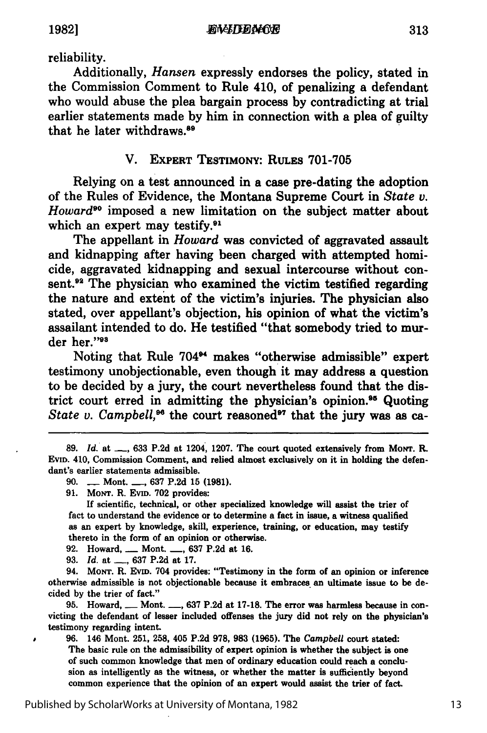reliability.

Additionally, *Hansen* expressly endorses the policy, stated in the Commission Comment to Rule 410, of penalizing a defendant who would abuse the plea bargain process by contradicting at trial earlier statements made by him in connection with a plea of guilty that he later withdraws.[89]

## V. EXPERT TESTIMONY: RULES 701-705

Relying on a test announced in a case pre-dating the adoption of the Rules of Evidence, the Montana Supreme Court in *State v. Howard*[90] imposed a new limitation on the subject matter about which an expert may testify.[91]

The appellant in *Howard* was convicted of aggravated assault and kidnapping after having been charged with attempted homicide, aggravated kidnapping and sexual intercourse without consent.[92] The physician who examined the victim testified regarding the nature and extent of the victim's injuries. The physician also stated, over appellant's objection, his opinion of what the victim's assailant intended to do. He testified "that somebody tried to murder her."[93]

Noting that Rule 704[94] makes "otherwise admissible" expert testimony unobjectionable, even though it may address a question to be decided by a jury, the court nevertheless found that the district court erred in admitting the physician's opinion.[95] Quoting *State v. Campbell*,[96] the court reasoned[97] that the jury was as ca-

---

89. *Id.* at ___, 633 P.2d at 1204, 1207. The court quoted extensively from MONT. R. EVID. 410, Commission Comment, and relied almost exclusively on it in holding the defendant's earlier statements admissible.

90. ___ Mont. ___, 637 P.2d 15 (1981).

91. MONT. R. EVID. 702 provides:

> If scientific, technical, or other specialized knowledge will assist the trier of fact to understand the evidence or to determine a fact in issue, a witness qualified as an expert by knowledge, skill, experience, training, or education, may testify thereto in the form of an opinion or otherwise.

92. Howard, ___ Mont. ___, 637 P.2d at 16.

93. *Id.* at ___, 637 P.2d at 17.

94. MONT. R. EVID. 704 provides: "Testimony in the form of an opinion or inference otherwise admissible is not objectionable because it embraces an ultimate issue to be decided by the trier of fact."

95. Howard, ___ Mont. ___, 637 P.2d at 17-18. The error was harmless because in convicting the defendant of lesser included offenses the jury did not rely on the physician's testimony regarding intent.

96. 146 Mont. 251, 258, 405 P.2d 978, 983 (1965). The *Campbell* court stated:

> The basic rule on the admissibility of expert opinion is whether the subject is one of such common knowledge that men of ordinary education could reach a conclusion as intelligently as the witness, or whether the matter is sufficiently beyond common experience that the opinion of an expert would assist the trier of fact.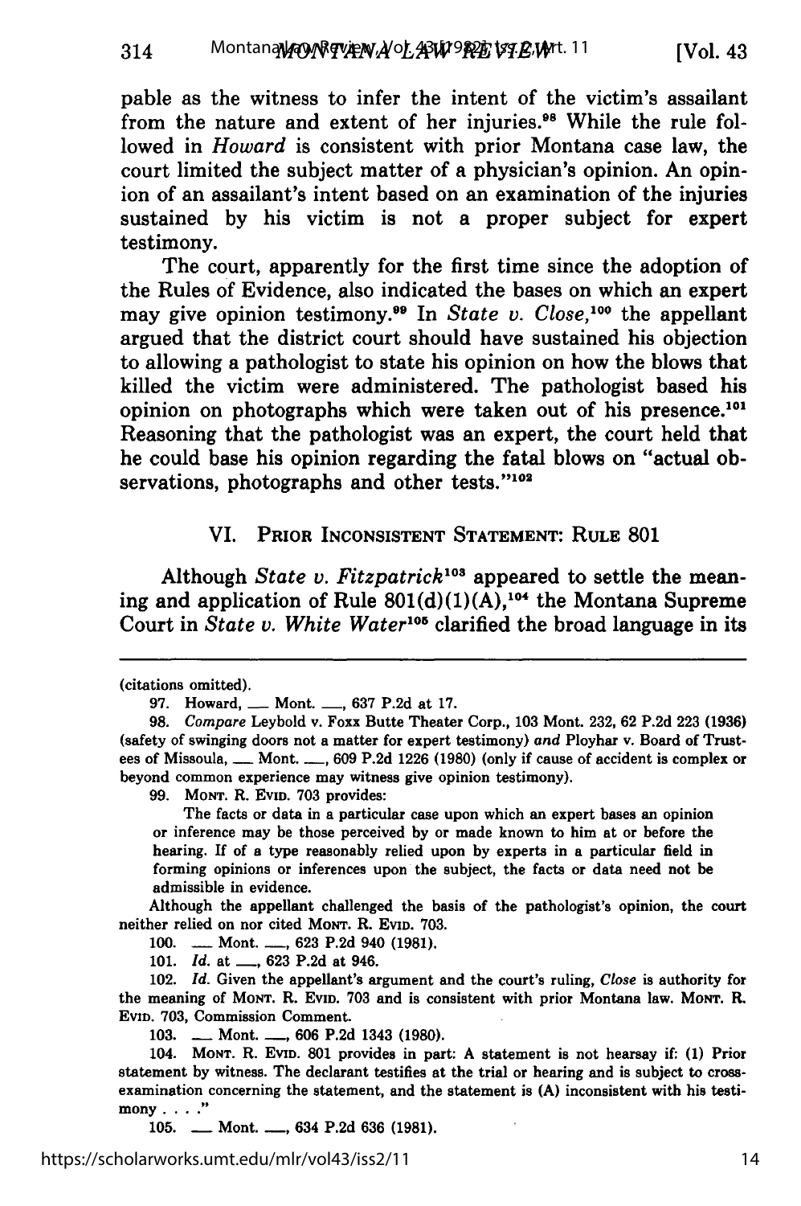pable as the witness to infer the intent of the victim's assailant from the nature and extent of her injuries.[98] While the rule followed in *Howard* is consistent with prior Montana case law, the court limited the subject matter of a physician's opinion. An opinion of an assailant's intent based on an examination of the injuries sustained by his victim is not a proper subject for expert testimony.

The court, apparently for the first time since the adoption of the Rules of Evidence, also indicated the bases on which an expert may give opinion testimony.[99] In *State v. Close*,[100] the appellant argued that the district court should have sustained his objection to allowing a pathologist to state his opinion on how the blows that killed the victim were administered. The pathologist based his opinion on photographs which were taken out of his presence.[101] Reasoning that the pathologist was an expert, the court held that he could base his opinion regarding the fatal blows on "actual observations, photographs and other tests."[102]

## VI. PRIOR INCONSISTENT STATEMENT: RULE 801

Although *State v. Fitzpatrick*[103] appeared to settle the meaning and application of Rule 801(d)(1)(A),[104] the Montana Supreme Court in *State v. White Water*[105] clarified the broad language in its

---

(citations omitted).

97. Howard, ___ Mont. ___, 637 P.2d at 17.

98. *Compare* Leybold v. Foxx Butte Theater Corp., 103 Mont. 232, 62 P.2d 223 (1936) (safety of swinging doors not a matter for expert testimony) *and* Ployhar v. Board of Trustees of Missoula, ___ Mont. ___, 609 P.2d 1226 (1980) (only if cause of accident is complex or beyond common experience may witness give opinion testimony).

99. MONT. R. EVID. 703 provides:

> The facts or data in a particular case upon which an expert bases an opinion or inference may be those perceived by or made known to him at or before the hearing. If of a type reasonably relied upon by experts in a particular field in forming opinions or inferences upon the subject, the facts or data need not be admissible in evidence.

Although the appellant challenged the basis of the pathologist's opinion, the court neither relied on nor cited MONT. R. EVID. 703.

100. ___ Mont. ___, 623 P.2d 940 (1981).

101. *Id.* at ___, 623 P.2d at 946.

102. *Id.* Given the appellant's argument and the court's ruling, *Close* is authority for the meaning of MONT. R. EVID. 703 and is consistent with prior Montana law. MONT. R. EVID. 703, Commission Comment.

103. ___ Mont. ___, 606 P.2d 1343 (1980).

104. MONT. R. EVID. 801 provides in part: A statement is not hearsay if: (1) Prior statement by witness. The declarant testifies at the trial or hearing and is subject to cross-examination concerning the statement, and the statement is (A) inconsistent with his testimony . . . ."

105. ___ Mont. ___, 634 P.2d 636 (1981).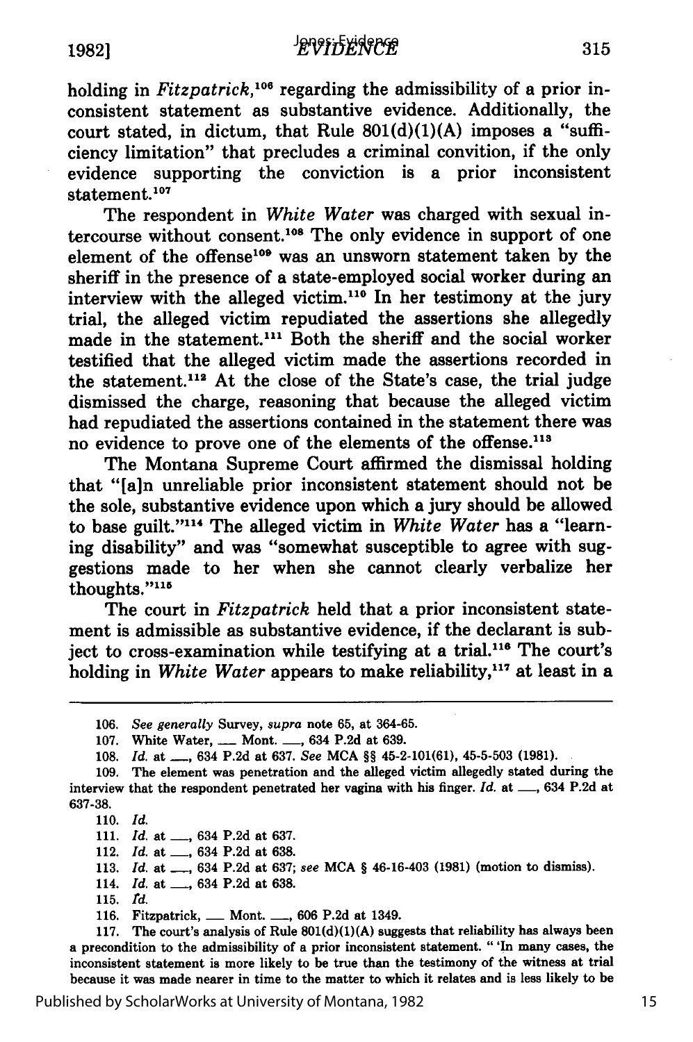holding in *Fitzpatrick*,[106] regarding the admissibility of a prior inconsistent statement as substantive evidence. Additionally, the court stated, in dictum, that Rule 801(d)(1)(A) imposes a "sufficiency limitation" that precludes a criminal convition, if the only evidence supporting the conviction is a prior inconsistent statement.[107]

The respondent in *White Water* was charged with sexual intercourse without consent.[108] The only evidence in support of one element of the offense[109] was an unsworn statement taken by the sheriff in the presence of a state-employed social worker during an interview with the alleged victim.[110] In her testimony at the jury trial, the alleged victim repudiated the assertions she allegedly made in the statement.[111] Both the sheriff and the social worker testified that the alleged victim made the assertions recorded in the statement.[112] At the close of the State's case, the trial judge dismissed the charge, reasoning that because the alleged victim had repudiated the assertions contained in the statement there was no evidence to prove one of the elements of the offense.[113]

The Montana Supreme Court affirmed the dismissal holding that "[a]n unreliable prior inconsistent statement should not be the sole, substantive evidence upon which a jury should be allowed to base guilt."[114] The alleged victim in *White Water* has a "learning disability" and was "somewhat susceptible to agree with suggestions made to her when she cannot clearly verbalize her thoughts."[115]

The court in *Fitzpatrick* held that a prior inconsistent statement is admissible as substantive evidence, if the declarant is subject to cross-examination while testifying at a trial.[116] The court's holding in *White Water* appears to make reliability,[117] at least in a

---

106. *See generally* Survey, *supra* note 65, at 364-65.

107. White Water, ___ Mont. ___, 634 P.2d at 639.

108. *Id.* at ___, 634 P.2d at 637. *See* MCA §§ 45-2-101(61), 45-5-503 (1981).

109. The element was penetration and the alleged victim allegedly stated during the interview that the respondent penetrated her vagina with his finger. *Id.* at ___, 634 P.2d at 637-38.

110. *Id.*

111. *Id.* at ___, 634 P.2d at 637.

112. *Id.* at ___, 634 P.2d at 638.

113. *Id.* at ___, 634 P.2d at 637; *see* MCA § 46-16-403 (1981) (motion to dismiss).

114. *Id.* at ___, 634 P.2d at 638.

115. *Id.*

116. Fitzpatrick, ___ Mont. ___, 606 P.2d at 1349.

117. The court's analysis of Rule 801(d)(1)(A) suggests that reliability has always been a precondition to the admissibility of a prior inconsistent statement. " 'In many cases, the inconsistent statement is more likely to be true than the testimony of the witness at trial because it was made nearer in time to the matter to which it relates and is less likely to be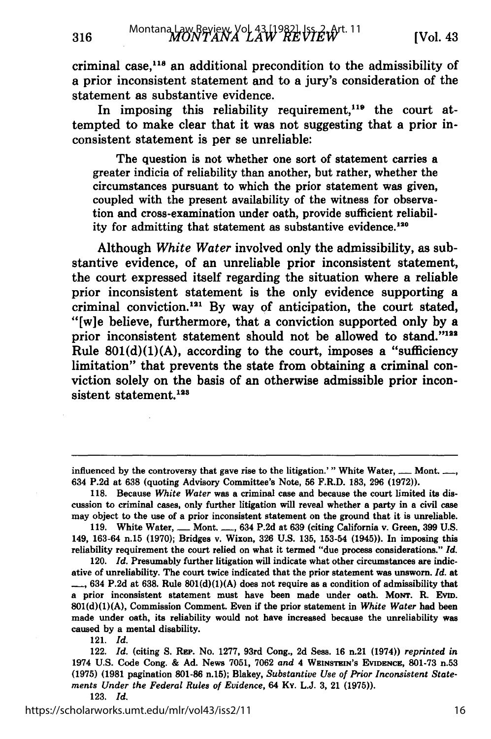criminal case,[118] an additional precondition to the admissibility of a prior inconsistent statement and to a jury's consideration of the statement as substantive evidence.

In imposing this reliability requirement,[119] the court attempted to make clear that it was not suggesting that a prior inconsistent statement is per se unreliable:

> The question is not whether one sort of statement carries a greater indicia of reliability than another, but rather, whether the circumstances pursuant to which the prior statement was given, coupled with the present availability of the witness for observation and cross-examination under oath, provide sufficient reliability for admitting that statement as substantive evidence.[120]

Although *White Water* involved only the admissibility, as substantive evidence, of an unreliable prior inconsistent statement, the court expressed itself regarding the situation where a reliable prior inconsistent statement is the only evidence supporting a criminal conviction.[121] By way of anticipation, the court stated, "[w]e believe, furthermore, that a conviction supported only by a prior inconsistent statement should not be allowed to stand."[122] Rule 801(d)(1)(A), according to the court, imposes a "sufficiency limitation" that prevents the state from obtaining a criminal conviction solely on the basis of an otherwise admissible prior inconsistent statement.[123]

---

influenced by the controversy that gave rise to the litigation.'" White Water, ___ Mont. ___, 634 P.2d at 638 (quoting Advisory Committee's Note, 56 F.R.D. 183, 296 (1972)).

118. Because *White Water* was a criminal case and because the court limited its discussion to criminal cases, only further litigation will reveal whether a party in a civil case may object to the use of a prior inconsistent statement on the ground that it is unreliable.

119. White Water, ___ Mont. ___, 634 P.2d at 639 (citing California v. Green, 399 U.S. 149, 163-64 n.15 (1970); Bridges v. Wixon, 326 U.S. 135, 153-54 (1945)). In imposing this reliability requirement the court relied on what it termed "due process considerations." *Id.*

120. *Id.* Presumably further litigation will indicate what other circumstances are indicative of unreliability. The court twice indicated that the prior statement was unsworn. *Id.* at ___, 634 P.2d at 638. Rule 801(d)(1)(A) does not require as a condition of admissibility that a prior inconsistent statement must have been made under oath. MONT. R. EVID. 801(d)(1)(A), Commission Comment. Even if the prior statement in *White Water* had been made under oath, its reliability would not have increased because the unreliability was caused by a mental disability.

121. *Id.*

122. *Id.* (citing S. REP. No. 1277, 93rd Cong., 2d Sess. 16 n.21 (1974)) *reprinted in* 1974 U.S. Code Cong. & Ad. News 7051, 7062 *and* 4 WEINSTEIN'S EVIDENCE, 801-73 n.53 (1975) (1981 pagination 801-86 n.15); Blakey, *Substantive Use of Prior Inconsistent Statements Under the Federal Rules of Evidence*, 64 KY. L.J. 3, 21 (1975)).

123. *Id.*